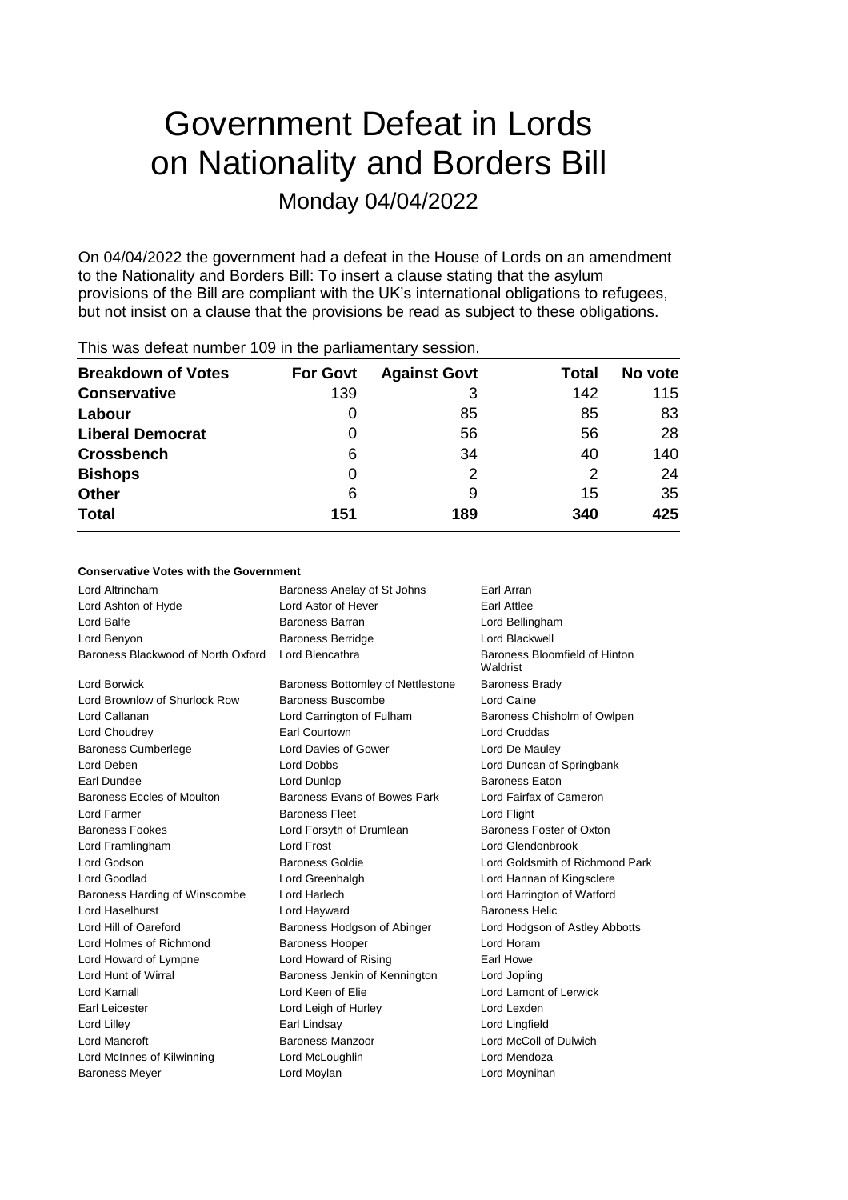# Government Defeat in Lords on Nationality and Borders Bill

Monday 04/04/2022

On 04/04/2022 the government had a defeat in the House of Lords on an amendment to the Nationality and Borders Bill: To insert a clause stating that the asylum provisions of the Bill are compliant with the UK's international obligations to refugees, but not insist on a clause that the provisions be read as subject to these obligations.

This was defeat number 109 in the parliamentary session.

| Breakdown of Votes | For Govt | Against Govt | Total | No vote |
|---|---|---|---|---|
| **Conservative** | 139 | 3 | 142 | 115 |
| **Labour** | 0 | 85 | 85 | 83 |
| **Liberal Democrat** | 0 | 56 | 56 | 28 |
| **Crossbench** | 6 | 34 | 40 | 140 |
| **Bishops** | 0 | 2 | 2 | 24 |
| **Other** | 6 | 9 | 15 | 35 |
| **Total** | **151** | **189** | **340** | **425** |

**Conservative Votes with the Government**

| | | |
|---|---|---|
| Lord Altrincham | Baroness Anelay of St Johns | Earl Arran |
| Lord Ashton of Hyde | Lord Astor of Hever | Earl Attlee |
| Lord Balfe | Baroness Barran | Lord Bellingham |
| Lord Benyon | Baroness Berridge | Lord Blackwell |
| Baroness Blackwood of North Oxford | Lord Blencathra | Baroness Bloomfield of Hinton Waldrist |
| Lord Borwick | Baroness Bottomley of Nettlestone | Baroness Brady |
| Lord Brownlow of Shurlock Row | Baroness Buscombe | Lord Caine |
| Lord Callanan | Lord Carrington of Fulham | Baroness Chisholm of Owlpen |
| Lord Choudrey | Earl Courtown | Lord Cruddas |
| Baroness Cumberlege | Lord Davies of Gower | Lord De Mauley |
| Lord Deben | Lord Dobbs | Lord Duncan of Springbank |
| Earl Dundee | Lord Dunlop | Baroness Eaton |
| Baroness Eccles of Moulton | Baroness Evans of Bowes Park | Lord Fairfax of Cameron |
| Lord Farmer | Baroness Fleet | Lord Flight |
| Baroness Fookes | Lord Forsyth of Drumlean | Baroness Foster of Oxton |
| Lord Framlingham | Lord Frost | Lord Glendonbrook |
| Lord Godson | Baroness Goldie | Lord Goldsmith of Richmond Park |
| Lord Goodlad | Lord Greenhalgh | Lord Hannan of Kingsclere |
| Baroness Harding of Winscombe | Lord Harlech | Lord Harrington of Watford |
| Lord Haselhurst | Lord Hayward | Baroness Helic |
| Lord Hill of Oareford | Baroness Hodgson of Abinger | Lord Hodgson of Astley Abbotts |
| Lord Holmes of Richmond | Baroness Hooper | Lord Horam |
| Lord Howard of Lympne | Lord Howard of Rising | Earl Howe |
| Lord Hunt of Wirral | Baroness Jenkin of Kennington | Lord Jopling |
| Lord Kamall | Lord Keen of Elie | Lord Lamont of Lerwick |
| Earl Leicester | Lord Leigh of Hurley | Lord Lexden |
| Lord Lilley | Earl Lindsay | Lord Lingfield |
| Lord Mancroft | Baroness Manzoor | Lord McColl of Dulwich |
| Lord McInnes of Kilwinning | Lord McLoughlin | Lord Mendoza |
| Baroness Meyer | Lord Moylan | Lord Moynihan |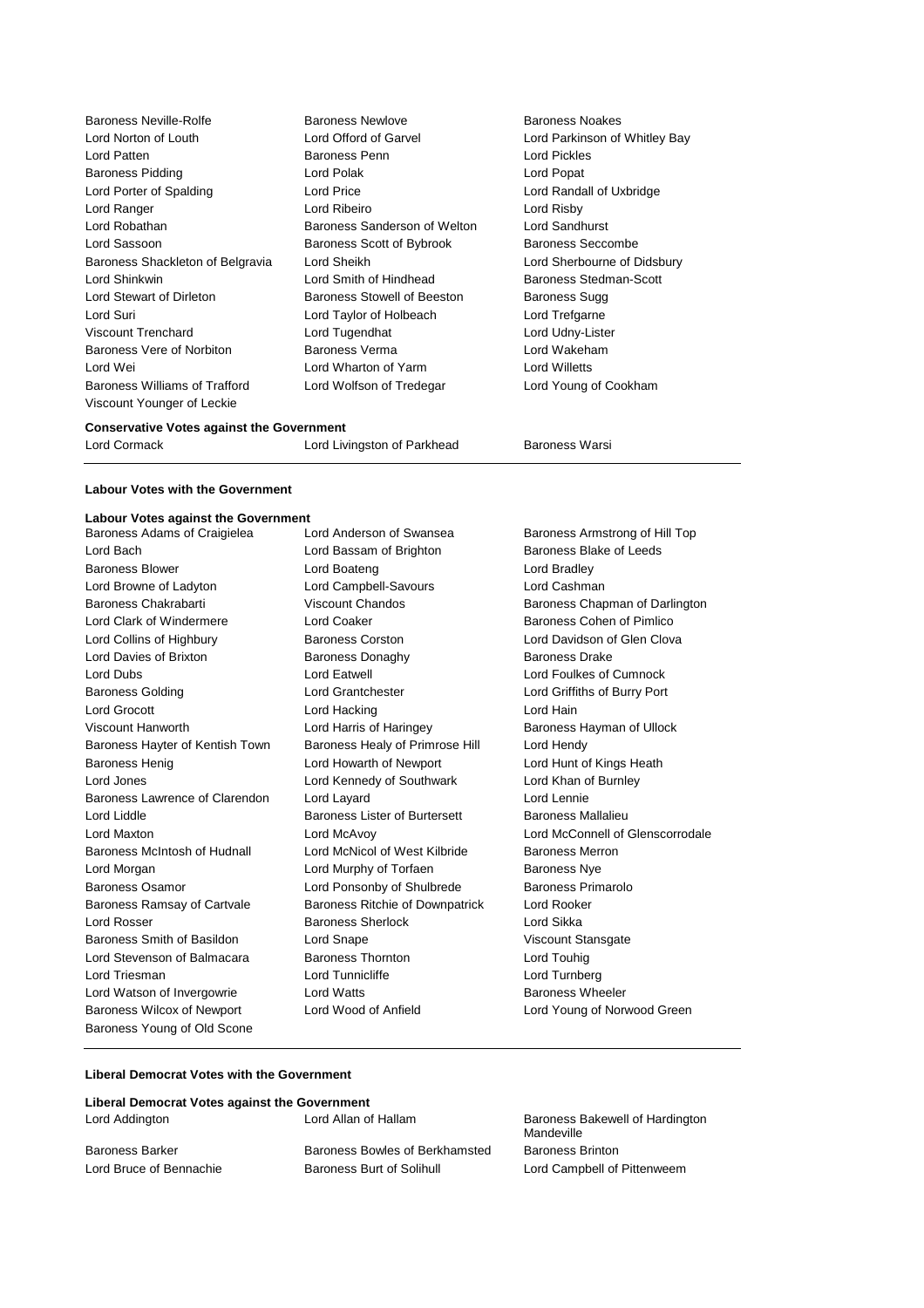Baroness Neville-Rolfe
Baroness Newlove
Baroness Noakes
Lord Norton of Louth
Lord Offord of Garvel
Lord Parkinson of Whitley Bay
Lord Patten
Baroness Penn
Lord Pickles
Baroness Pidding
Lord Polak
Lord Popat
Lord Porter of Spalding
Lord Price
Lord Randall of Uxbridge
Lord Ranger
Lord Ribeiro
Lord Risby
Lord Robathan
Baroness Sanderson of Welton
Lord Sandhurst
Lord Sassoon
Baroness Scott of Bybrook
Baroness Seccombe
Baroness Shackleton of Belgravia
Lord Sheikh
Lord Sherbourne of Didsbury
Lord Shinkwin
Lord Smith of Hindhead
Baroness Stedman-Scott
Lord Stewart of Dirleton
Baroness Stowell of Beeston
Baroness Sugg
Lord Suri
Lord Taylor of Holbeach
Lord Trefgarne
Viscount Trenchard
Lord Tugendhat
Lord Udny-Lister
Baroness Vere of Norbiton
Baroness Verma
Lord Wakeham
Lord Wei
Lord Wharton of Yarm
Lord Willetts
Baroness Williams of Trafford
Lord Wolfson of Tredegar
Lord Young of Cookham
Viscount Younger of Leckie

**Conservative Votes against the Government**

Lord Cormack
Lord Livingston of Parkhead
Baroness Warsi

**Labour Votes with the Government**

**Labour Votes against the Government**

Baroness Adams of Craigielea
Lord Anderson of Swansea
Baroness Armstrong of Hill Top
Lord Bach
Lord Bassam of Brighton
Baroness Blake of Leeds
Baroness Blower
Lord Boateng
Lord Bradley
Lord Browne of Ladyton
Lord Campbell-Savours
Lord Cashman
Baroness Chakrabarti
Viscount Chandos
Baroness Chapman of Darlington
Lord Clark of Windermere
Lord Coaker
Baroness Cohen of Pimlico
Lord Collins of Highbury
Baroness Corston
Lord Davidson of Glen Clova
Lord Davies of Brixton
Baroness Donaghy
Baroness Drake
Lord Dubs
Lord Eatwell
Lord Foulkes of Cumnock
Baroness Golding
Lord Grantchester
Lord Griffiths of Burry Port
Lord Grocott
Lord Hacking
Lord Hain
Viscount Hanworth
Lord Harris of Haringey
Baroness Hayman of Ullock
Baroness Hayter of Kentish Town
Baroness Healy of Primrose Hill
Lord Hendy
Baroness Henig
Lord Howarth of Newport
Lord Hunt of Kings Heath
Lord Jones
Lord Kennedy of Southwark
Lord Khan of Burnley
Baroness Lawrence of Clarendon
Lord Layard
Lord Lennie
Lord Liddle
Baroness Lister of Burtersett
Baroness Mallalieu
Lord Maxton
Lord McAvoy
Lord McConnell of Glenscorrodale
Baroness McIntosh of Hudnall
Lord McNicol of West Kilbride
Baroness Merron
Lord Morgan
Lord Murphy of Torfaen
Baroness Nye
Baroness Osamor
Lord Ponsonby of Shulbrede
Baroness Primarolo
Baroness Ramsay of Cartvale
Baroness Ritchie of Downpatrick
Lord Rooker
Lord Rosser
Baroness Sherlock
Lord Sikka
Baroness Smith of Basildon
Lord Snape
Viscount Stansgate
Lord Stevenson of Balmacara
Baroness Thornton
Lord Touhig
Lord Triesman
Lord Tunnicliffe
Lord Turnberg
Lord Watson of Invergowrie
Lord Watts
Baroness Wheeler
Baroness Wilcox of Newport
Lord Wood of Anfield
Lord Young of Norwood Green
Baroness Young of Old Scone

**Liberal Democrat Votes with the Government**

**Liberal Democrat Votes against the Government**

Lord Addington
Lord Allan of Hallam
Baroness Bakewell of Hardington Mandeville
Baroness Barker
Baroness Bowles of Berkhamsted
Baroness Brinton
Lord Bruce of Bennachie
Baroness Burt of Solihull
Lord Campbell of Pittenweem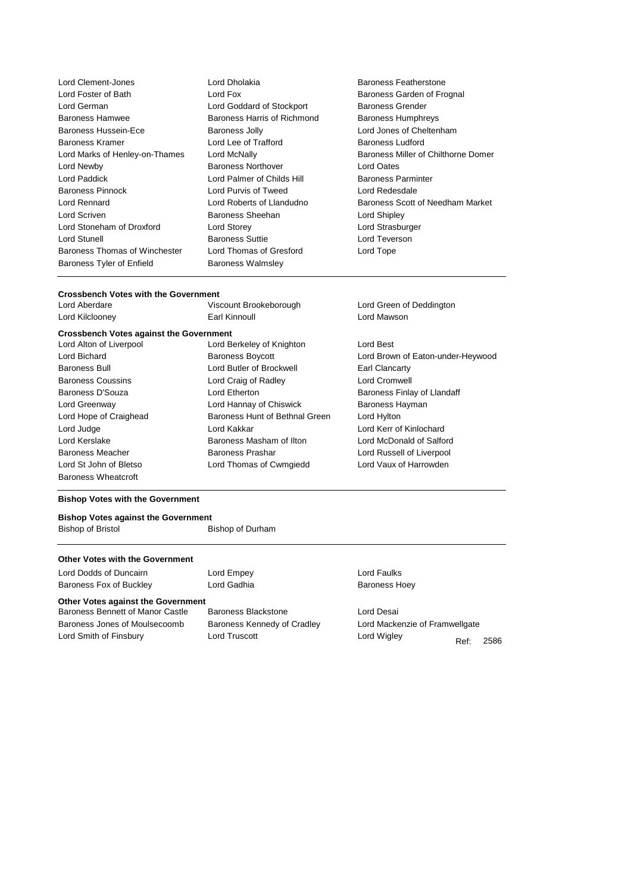| | | |
|---|---|---|
| Lord Clement-Jones | Lord Dholakia | Baroness Featherstone |
| Lord Foster of Bath | Lord Fox | Baroness Garden of Frognal |
| Lord German | Lord Goddard of Stockport | Baroness Grender |
| Baroness Hamwee | Baroness Harris of Richmond | Baroness Humphreys |
| Baroness Hussein-Ece | Baroness Jolly | Lord Jones of Cheltenham |
| Baroness Kramer | Lord Lee of Trafford | Baroness Ludford |
| Lord Marks of Henley-on-Thames | Lord McNally | Baroness Miller of Chilthorne Domer |
| Lord Newby | Baroness Northover | Lord Oates |
| Lord Paddick | Lord Palmer of Childs Hill | Baroness Parminter |
| Baroness Pinnock | Lord Purvis of Tweed | Lord Redesdale |
| Lord Rennard | Lord Roberts of Llandudno | Baroness Scott of Needham Market |
| Lord Scriven | Baroness Sheehan | Lord Shipley |
| Lord Stoneham of Droxford | Lord Storey | Lord Strasburger |
| Lord Stunell | Baroness Suttie | Lord Teverson |
| Baroness Thomas of Winchester | Lord Thomas of Gresford | Lord Tope |
| Baroness Tyler of Enfield | Baroness Walmsley | |

**Crossbench Votes with the Government**

| | | |
|---|---|---|
| Lord Aberdare | Viscount Brookeborough | Lord Green of Deddington |
| Lord Kilclooney | Earl Kinnoull | Lord Mawson |

**Crossbench Votes against the Government**

| | | |
|---|---|---|
| Lord Alton of Liverpool | Lord Berkeley of Knighton | Lord Best |
| Lord Bichard | Baroness Boycott | Lord Brown of Eaton-under-Heywood |
| Baroness Bull | Lord Butler of Brockwell | Earl Clancarty |
| Baroness Coussins | Lord Craig of Radley | Lord Cromwell |
| Baroness D'Souza | Lord Etherton | Baroness Finlay of Llandaff |
| Lord Greenway | Lord Hannay of Chiswick | Baroness Hayman |
| Lord Hope of Craighead | Baroness Hunt of Bethnal Green | Lord Hylton |
| Lord Judge | Lord Kakkar | Lord Kerr of Kinlochard |
| Lord Kerslake | Baroness Masham of Ilton | Lord McDonald of Salford |
| Baroness Meacher | Baroness Prashar | Lord Russell of Liverpool |
| Lord St John of Bletso | Lord Thomas of Cwmgiedd | Lord Vaux of Harrowden |
| Baroness Wheatcroft | | |

**Bishop Votes with the Government**

**Bishop Votes against the Government**

| | |
|---|---|
| Bishop of Bristol | Bishop of Durham |

**Other Votes with the Government**

| | | |
|---|---|---|
| Lord Dodds of Duncairn | Lord Empey | Lord Faulks |
| Baroness Fox of Buckley | Lord Gadhia | Baroness Hoey |

**Other Votes against the Government**

| | | |
|---|---|---|
| Baroness Bennett of Manor Castle | Baroness Blackstone | Lord Desai |
| Baroness Jones of Moulsecoomb | Baroness Kennedy of Cradley | Lord Mackenzie of Framwellgate |
| Lord Smith of Finsbury | Lord Truscott | Lord Wigley |

Ref: 2586